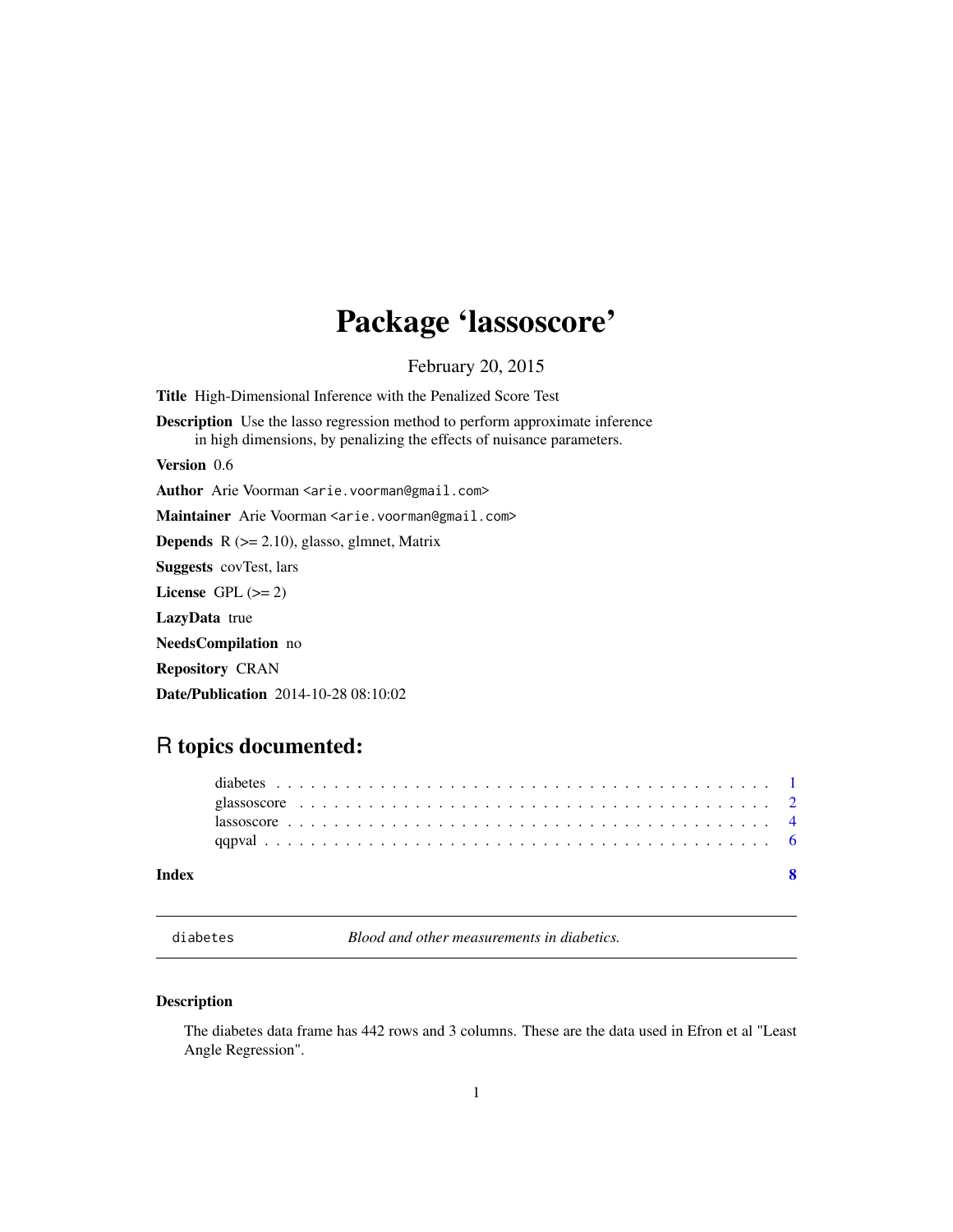# Package 'lassoscore'

February 20, 2015

**Title** High-Dimensional Inference with the Penalized Score Test

**Description** Use the lasso regression method to perform approximate inference in high dimensions, by penalizing the effects of nuisance parameters.

**Version** 0.6

**Author** Arie Voorman <arie.voorman@gmail.com>

**Maintainer** Arie Voorman <arie.voorman@gmail.com>

**Depends** R (>= 2.10), glasso, glmnet, Matrix

**Suggests** covTest, lars

**License** GPL (>= 2)

**LazyData** true

**NeedsCompilation** no

**Repository** CRAN

**Date/Publication** 2014-10-28 08:10:02

## R topics documented:

- diabetes . . . . . . . . . . . . . . . . . . . . . . . . . . . . . . . . . . . . . . . . . 1
- glassoscore . . . . . . . . . . . . . . . . . . . . . . . . . . . . . . . . . . . . . . . 2
- lassoscore . . . . . . . . . . . . . . . . . . . . . . . . . . . . . . . . . . . . . . . . 4
- qqpval . . . . . . . . . . . . . . . . . . . . . . . . . . . . . . . . . . . . . . . . . . 6

**Index** **8**

---

`diabetes` *Blood and other measurements in diabetics.*

---

### Description

The diabetes data frame has 442 rows and 3 columns. These are the data used in Efron et al "Least Angle Regression".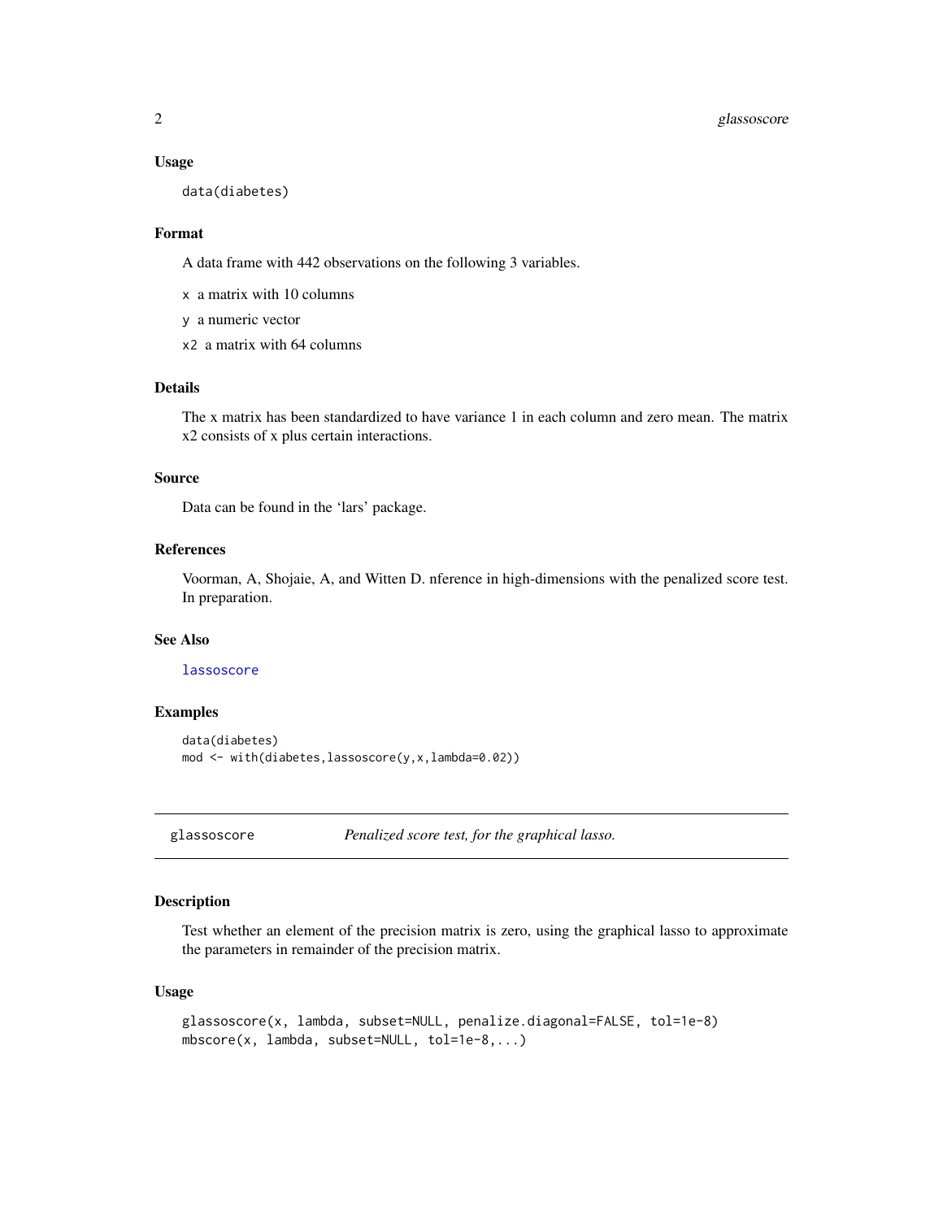### Usage

```
data(diabetes)
```

### Format

A data frame with 442 observations on the following 3 variables.

`x` a matrix with 10 columns

`y` a numeric vector

`x2` a matrix with 64 columns

### Details

The x matrix has been standardized to have variance 1 in each column and zero mean. The matrix x2 consists of x plus certain interactions.

### Source

Data can be found in the 'lars' package.

### References

Voorman, A, Shojaie, A, and Witten D. nference in high-dimensions with the penalized score test. In preparation.

### See Also

lassoscore

### Examples

```
data(diabetes)
mod <- with(diabetes,lassoscore(y,x,lambda=0.02))
```

---

## glassoscore — *Penalized score test, for the graphical lasso.*

---

### Description

Test whether an element of the precision matrix is zero, using the graphical lasso to approximate the parameters in remainder of the precision matrix.

### Usage

```
glassoscore(x, lambda, subset=NULL, penalize.diagonal=FALSE, tol=1e-8)
mbscore(x, lambda, subset=NULL, tol=1e-8,...)
```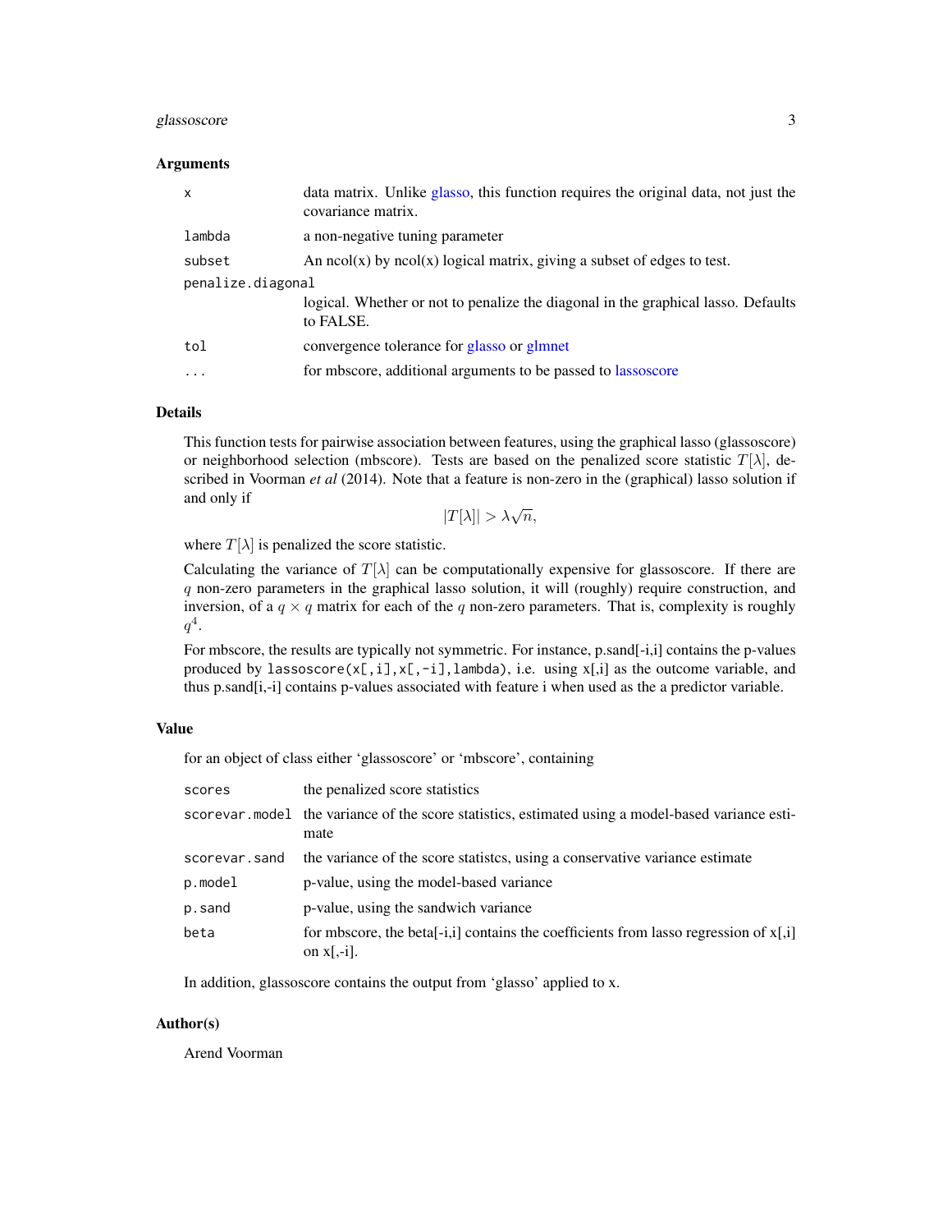### Arguments

| | |
|---|---|
| `x` | data matrix. Unlike glasso, this function requires the original data, not just the covariance matrix. |
| `lambda` | a non-negative tuning parameter |
| `subset` | An ncol(x) by ncol(x) logical matrix, giving a subset of edges to test. |
| `penalize.diagonal` | logical. Whether or not to penalize the diagonal in the graphical lasso. Defaults to FALSE. |
| `tol` | convergence tolerance for glasso or glmnet |
| `...` | for mbscore, additional arguments to be passed to lassoscore |

### Details

This function tests for pairwise association between features, using the graphical lasso (glassoscore) or neighborhood selection (mbscore). Tests are based on the penalized score statistic $T[\lambda]$, described in Voorman *et al* (2014). Note that a feature is non-zero in the (graphical) lasso solution if and only if

$$|T[\lambda]| > \lambda\sqrt{n},$$

where $T[\lambda]$ is penalized the score statistic.

Calculating the variance of $T[\lambda]$ can be computationally expensive for glassoscore. If there are $q$ non-zero parameters in the graphical lasso solution, it will (roughly) require construction, and inversion, of a $q \times q$ matrix for each of the $q$ non-zero parameters. That is, complexity is roughly $q^4$.

For mbscore, the results are typically not symmetric. For instance, p.sand[-i,i] contains the p-values produced by `lassoscore(x[,i],x[,-i],lambda)`, i.e. using x[,i] as the outcome variable, and thus p.sand[i,-i] contains p-values associated with feature i when used as the a predictor variable.

### Value

for an object of class either 'glassoscore' or 'mbscore', containing

| | |
|---|---|
| `scores` | the penalized score statistics |
| `scorevar.model` | the variance of the score statistics, estimated using a model-based variance estimate |
| `scorevar.sand` | the variance of the score statistcs, using a conservative variance estimate |
| `p.model` | p-value, using the model-based variance |
| `p.sand` | p-value, using the sandwich variance |
| `beta` | for mbscore, the beta[-i,i] contains the coefficients from lasso regression of x[,i] on x[,-i]. |

In addition, glassoscore contains the output from 'glasso' applied to x.

### Author(s)

Arend Voorman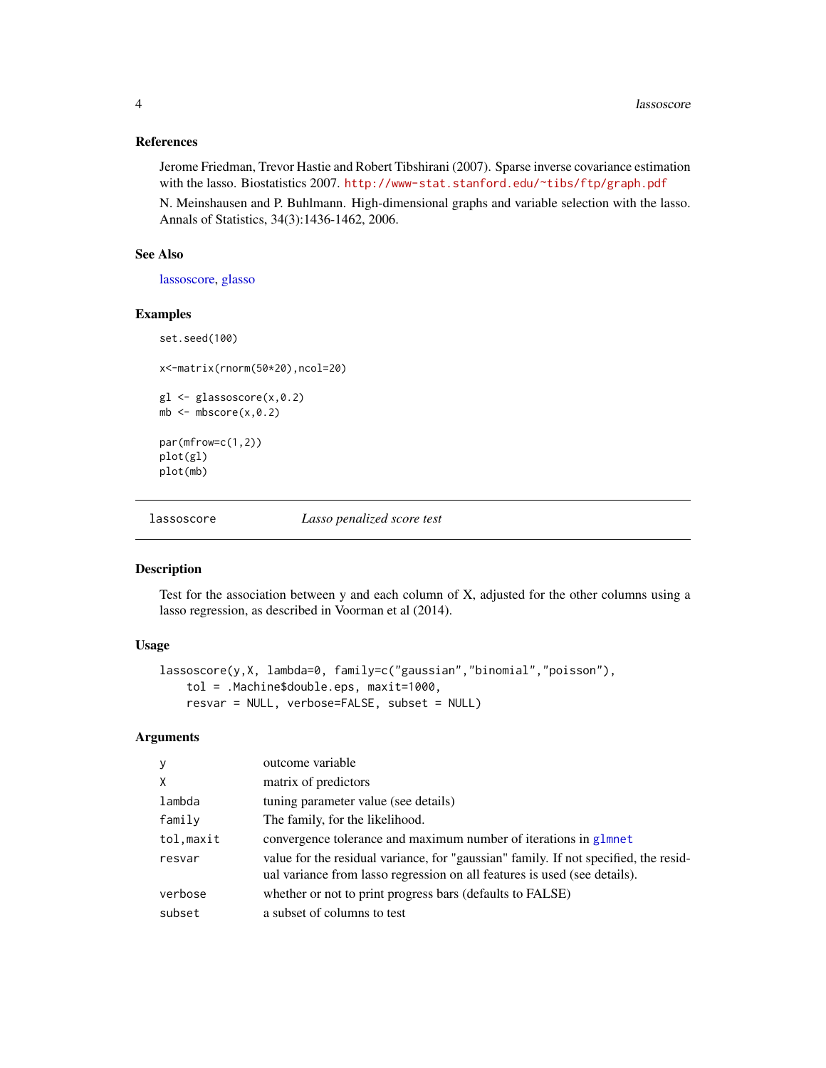### References

Jerome Friedman, Trevor Hastie and Robert Tibshirani (2007). Sparse inverse covariance estimation with the lasso. Biostatistics 2007. http://www-stat.stanford.edu/~tibs/ftp/graph.pdf

N. Meinshausen and P. Buhlmann. High-dimensional graphs and variable selection with the lasso. Annals of Statistics, 34(3):1436-1462, 2006.

### See Also

lassoscore, glasso

### Examples

```
set.seed(100)

x<-matrix(rnorm(50*20),ncol=20)

gl <- glassoscore(x,0.2)
mb <- mbscore(x,0.2)

par(mfrow=c(1,2))
plot(gl)
plot(mb)
```

---

## lassoscore — *Lasso penalized score test*

### Description

Test for the association between y and each column of X, adjusted for the other columns using a lasso regression, as described in Voorman et al (2014).

### Usage

```
lassoscore(y,X, lambda=0, family=c("gaussian","binomial","poisson"),
    tol = .Machine$double.eps, maxit=1000,
    resvar = NULL, verbose=FALSE, subset = NULL)
```

### Arguments

| | |
|---|---|
| y | outcome variable |
| X | matrix of predictors |
| lambda | tuning parameter value (see details) |
| family | The family, for the likelihood. |
| tol,maxit | convergence tolerance and maximum number of iterations in glmnet |
| resvar | value for the residual variance, for "gaussian" family. If not specified, the residual variance from lasso regression on all features is used (see details). |
| verbose | whether or not to print progress bars (defaults to FALSE) |
| subset | a subset of columns to test |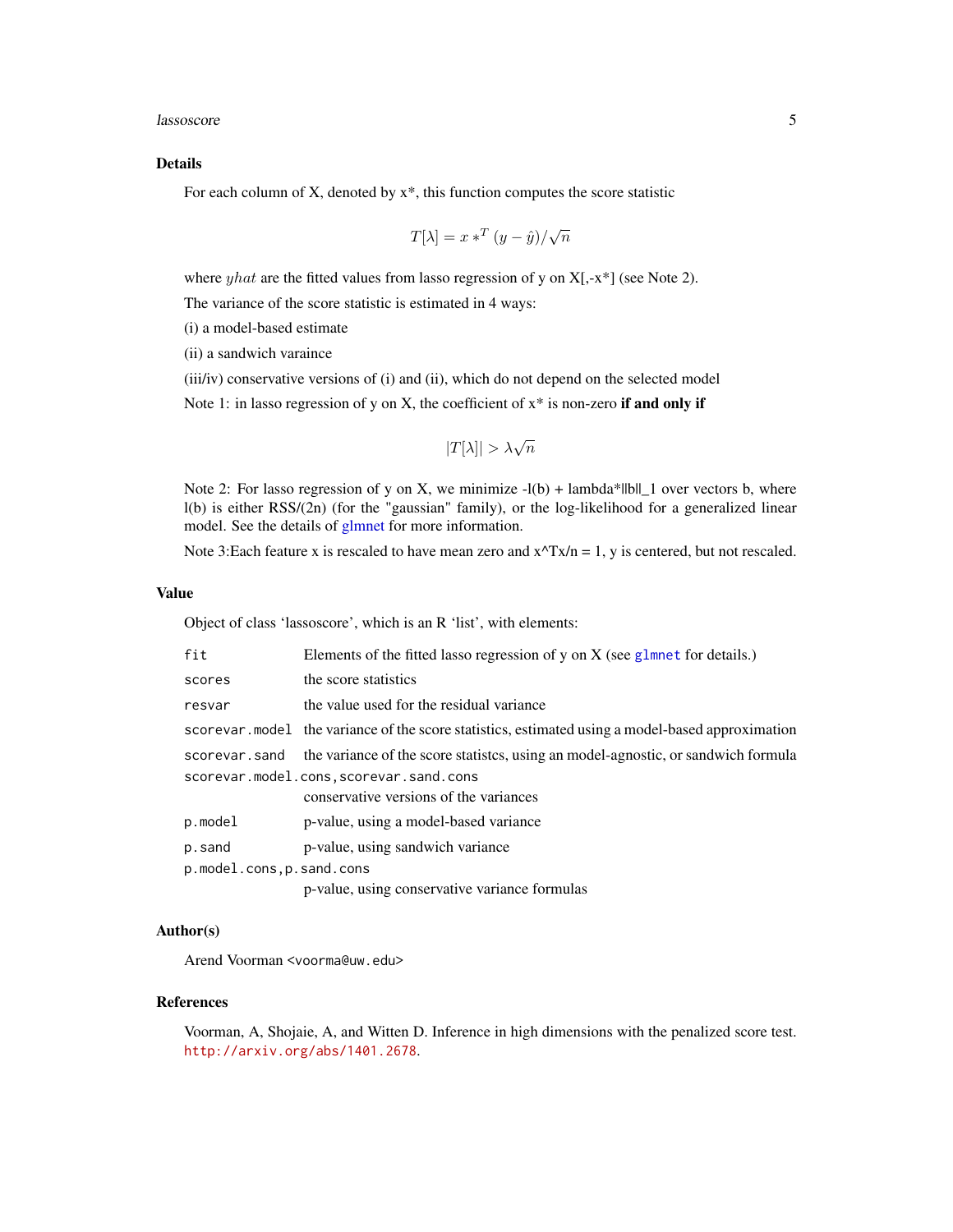### Details

For each column of X, denoted by x*, this function computes the score statistic

$$T[\lambda] = x*^T (y - \hat{y})/\sqrt{n}$$

where $yhat$ are the fitted values from lasso regression of y on X[,-x*] (see Note 2).

The variance of the score statistic is estimated in 4 ways:

(i) a model-based estimate

(ii) a sandwich varaince

(iii/iv) conservative versions of (i) and (ii), which do not depend on the selected model

Note 1: in lasso regression of y on X, the coefficient of x* is non-zero **if and only if**

$$|T[\lambda]| > \lambda\sqrt{n}$$

Note 2: For lasso regression of y on X, we minimize -l(b) + lambda*||b||_1 over vectors b, where l(b) is either RSS/(2n) (for the "gaussian" family), or the log-likelihood for a generalized linear model. See the details of glmnet for more information.

Note 3:Each feature x is rescaled to have mean zero and x^Tx/n = 1, y is centered, but not rescaled.

### Value

Object of class 'lassoscore', which is an R 'list', with elements:

| | |
|---|---|
| `fit` | Elements of the fitted lasso regression of y on X (see `glmnet` for details.) |
| `scores` | the score statistics |
| `resvar` | the value used for the residual variance |
| `scorevar.model` | the variance of the score statistics, estimated using a model-based approximation |
| `scorevar.sand` | the variance of the score statistcs, using an model-agnostic, or sandwich formula |
| `scorevar.model.cons,scorevar.sand.cons` | conservative versions of the variances |
| `p.model` | p-value, using a model-based variance |
| `p.sand` | p-value, using sandwich variance |
| `p.model.cons,p.sand.cons` | p-value, using conservative variance formulas |

### Author(s)

Arend Voorman <voorma@uw.edu>

### References

Voorman, A, Shojaie, A, and Witten D. Inference in high dimensions with the penalized score test. http://arxiv.org/abs/1401.2678.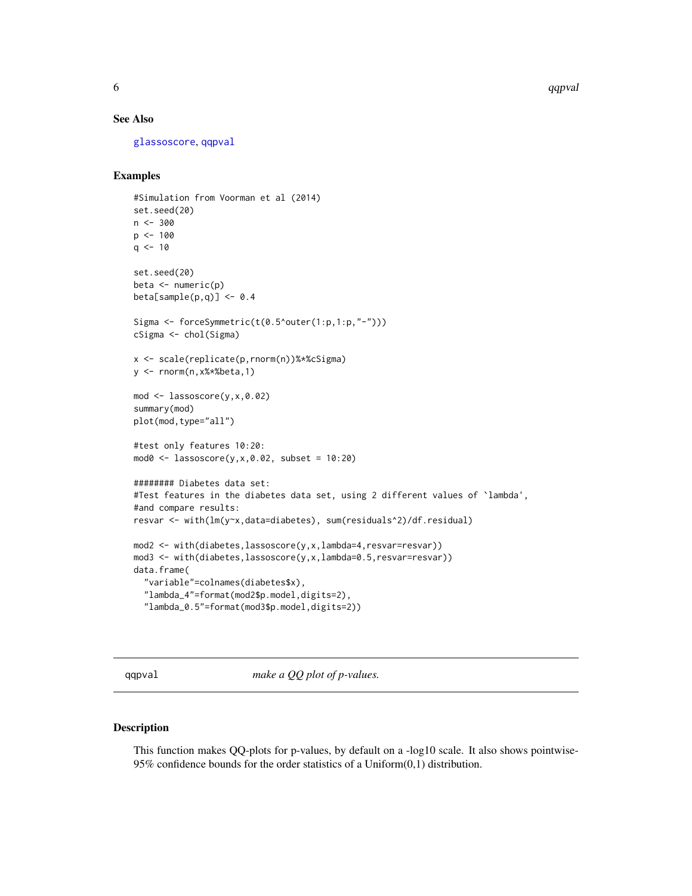### See Also

glassoscore, qqpval

### Examples

```
#Simulation from Voorman et al (2014)
set.seed(20)
n <- 300
p <- 100
q <- 10

set.seed(20)
beta <- numeric(p)
beta[sample(p,q)] <- 0.4

Sigma <- forceSymmetric(t(0.5^outer(1:p,1:p,"-")))
cSigma <- chol(Sigma)

x <- scale(replicate(p,rnorm(n))%*%cSigma)
y <- rnorm(n,x%*%beta,1)

mod <- lassoscore(y,x,0.02)
summary(mod)
plot(mod,type="all")

#test only features 10:20:
mod0 <- lassoscore(y,x,0.02, subset = 10:20)

######## Diabetes data set:
#Test features in the diabetes data set, using 2 different values of `lambda',
#and compare results:
resvar <- with(lm(y~x,data=diabetes), sum(residuals^2)/df.residual)

mod2 <- with(diabetes,lassoscore(y,x,lambda=4,resvar=resvar))
mod3 <- with(diabetes,lassoscore(y,x,lambda=0.5,resvar=resvar))
data.frame(
  "variable"=colnames(diabetes$x),
  "lambda_4"=format(mod2$p.model,digits=2),
  "lambda_0.5"=format(mod3$p.model,digits=2))
```

## qqpval *make a QQ plot of p-values.*

### Description

This function makes QQ-plots for p-values, by default on a -log10 scale. It also shows pointwise-95% confidence bounds for the order statistics of a Uniform(0,1) distribution.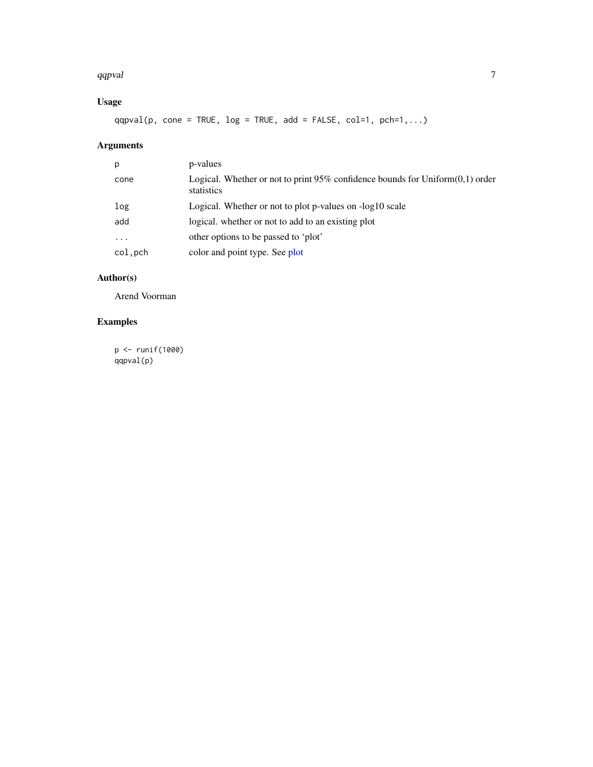## Usage

```
qqpval(p, cone = TRUE, log = TRUE, add = FALSE, col=1, pch=1,...)
```

## Arguments

| | |
|---|---|
| `p` | p-values |
| `cone` | Logical. Whether or not to print 95% confidence bounds for Uniform(0,1) order statistics |
| `log` | Logical. Whether or not to plot p-values on -log10 scale |
| `add` | logical. whether or not to add to an existing plot |
| `...` | other options to be passed to 'plot' |
| `col,pch` | color and point type. See plot |

## Author(s)

Arend Voorman

## Examples

```
p <- runif(1000)
qqpval(p)
```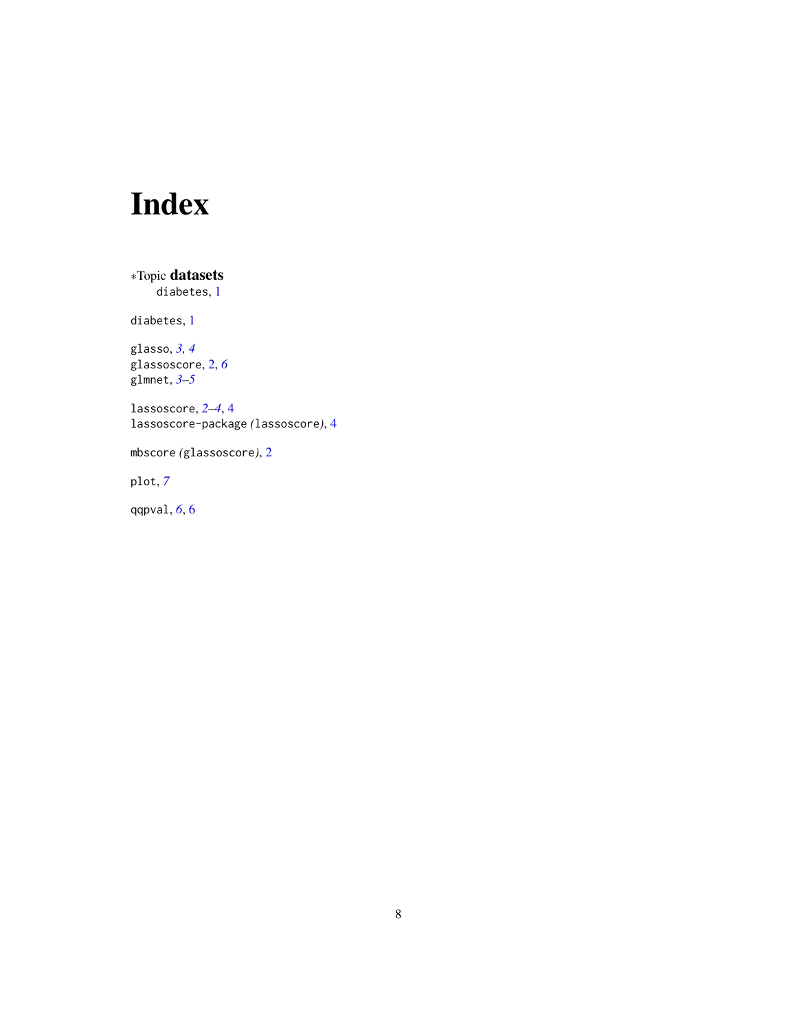# Index

∗Topic **datasets**

    diabetes, 1

diabetes, 1

glasso, *3, 4*
glassoscore, 2, *6*
glmnet, *3–5*

lassoscore, *2–4*, 4
lassoscore-package *(*lassoscore*)*, 4

mbscore *(*glassoscore*)*, 2

plot, *7*

qqpval, *6*, 6